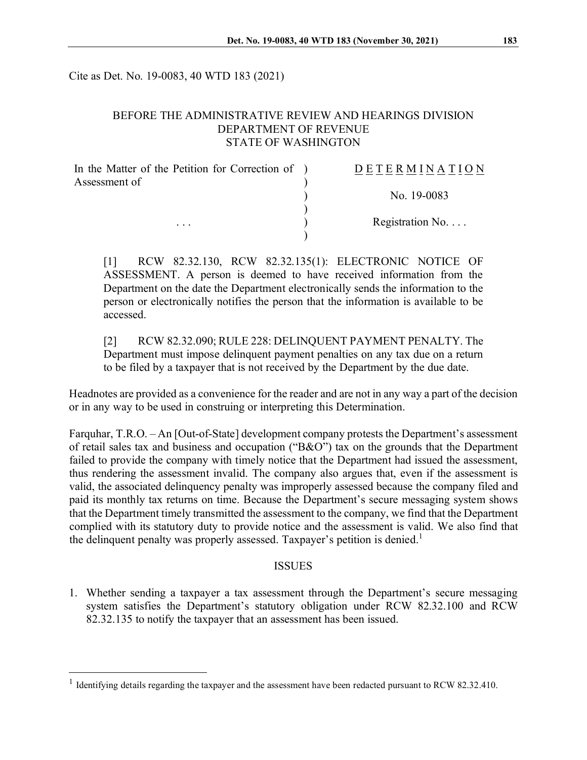Cite as Det. No. 19-0083, 40 WTD 183 (2021)

BEFORE THE ADMINISTRATIVE REVIEW AND HEARINGS DIVISION
DEPARTMENT OF REVENUE
STATE OF WASHINGTON

| In the Matter of the Petition for Correction of Assessment of | ) | DETERMINATION |
|---|---|---|
| | ) | No. 19-0083 |
| . . . | ) | Registration No. . . . |

[1] RCW 82.32.130, RCW 82.32.135(1): ELECTRONIC NOTICE OF ASSESSMENT. A person is deemed to have received information from the Department on the date the Department electronically sends the information to the person or electronically notifies the person that the information is available to be accessed.

[2] RCW 82.32.090; RULE 228: DELINQUENT PAYMENT PENALTY. The Department must impose delinquent payment penalties on any tax due on a return to be filed by a taxpayer that is not received by the Department by the due date.

Headnotes are provided as a convenience for the reader and are not in any way a part of the decision or in any way to be used in construing or interpreting this Determination.

Farquhar, T.R.O. – An [Out-of-State] development company protests the Department's assessment of retail sales tax and business and occupation ("B&O") tax on the grounds that the Department failed to provide the company with timely notice that the Department had issued the assessment, thus rendering the assessment invalid. The company also argues that, even if the assessment is valid, the associated delinquency penalty was improperly assessed because the company filed and paid its monthly tax returns on time. Because the Department's secure messaging system shows that the Department timely transmitted the assessment to the company, we find that the Department complied with its statutory duty to provide notice and the assessment is valid. We also find that the delinquent penalty was properly assessed. Taxpayer's petition is denied.[1]

## ISSUES

1. Whether sending a taxpayer a tax assessment through the Department's secure messaging system satisfies the Department's statutory obligation under RCW 82.32.100 and RCW 82.32.135 to notify the taxpayer that an assessment has been issued.

---

[1] Identifying details regarding the taxpayer and the assessment have been redacted pursuant to RCW 82.32.410.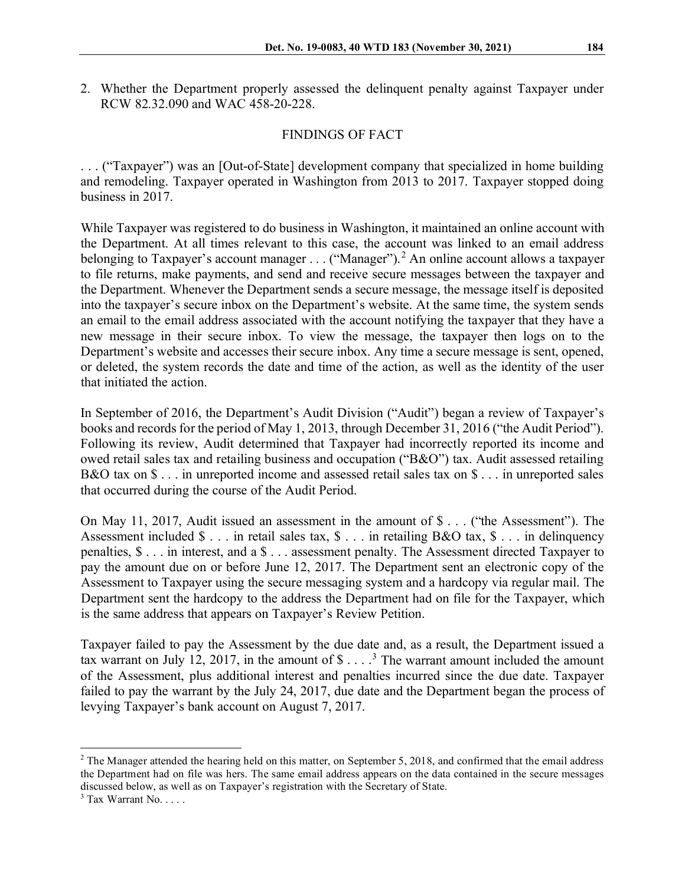2. Whether the Department properly assessed the delinquent penalty against Taxpayer under RCW 82.32.090 and WAC 458-20-228.

## FINDINGS OF FACT

. . . ("Taxpayer") was an [Out-of-State] development company that specialized in home building and remodeling. Taxpayer operated in Washington from 2013 to 2017. Taxpayer stopped doing business in 2017.

While Taxpayer was registered to do business in Washington, it maintained an online account with the Department. At all times relevant to this case, the account was linked to an email address belonging to Taxpayer's account manager . . . ("Manager").[2] An online account allows a taxpayer to file returns, make payments, and send and receive secure messages between the taxpayer and the Department. Whenever the Department sends a secure message, the message itself is deposited into the taxpayer's secure inbox on the Department's website. At the same time, the system sends an email to the email address associated with the account notifying the taxpayer that they have a new message in their secure inbox. To view the message, the taxpayer then logs on to the Department's website and accesses their secure inbox. Any time a secure message is sent, opened, or deleted, the system records the date and time of the action, as well as the identity of the user that initiated the action.

In September of 2016, the Department's Audit Division ("Audit") began a review of Taxpayer's books and records for the period of May 1, 2013, through December 31, 2016 ("the Audit Period"). Following its review, Audit determined that Taxpayer had incorrectly reported its income and owed retail sales tax and retailing business and occupation ("B&O") tax. Audit assessed retailing B&O tax on $ . . . in unreported income and assessed retail sales tax on $ . . . in unreported sales that occurred during the course of the Audit Period.

On May 11, 2017, Audit issued an assessment in the amount of $ . . . ("the Assessment"). The Assessment included $ . . . in retail sales tax, $ . . . in retailing B&O tax, $ . . . in delinquency penalties, $ . . . in interest, and a $ . . . assessment penalty. The Assessment directed Taxpayer to pay the amount due on or before June 12, 2017. The Department sent an electronic copy of the Assessment to Taxpayer using the secure messaging system and a hardcopy via regular mail. The Department sent the hardcopy to the address the Department had on file for the Taxpayer, which is the same address that appears on Taxpayer's Review Petition.

Taxpayer failed to pay the Assessment by the due date and, as a result, the Department issued a tax warrant on July 12, 2017, in the amount of $ . . . .[3] The warrant amount included the amount of the Assessment, plus additional interest and penalties incurred since the due date. Taxpayer failed to pay the warrant by the July 24, 2017, due date and the Department began the process of levying Taxpayer's bank account on August 7, 2017.

---

[2] The Manager attended the hearing held on this matter, on September 5, 2018, and confirmed that the email address the Department had on file was hers. The same email address appears on the data contained in the secure messages discussed below, as well as on Taxpayer's registration with the Secretary of State.

[3] Tax Warrant No. . . . .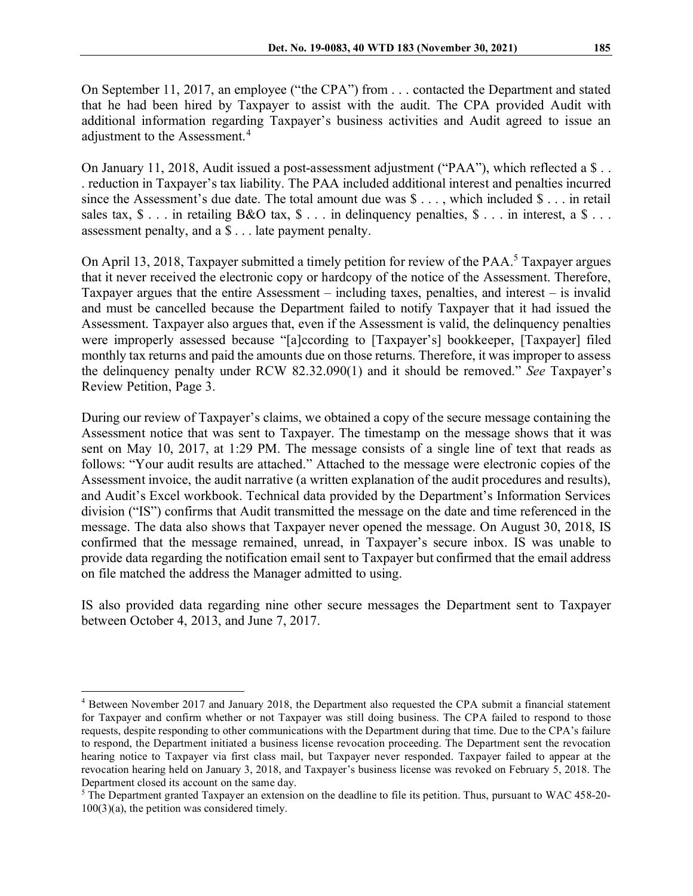On September 11, 2017, an employee ("the CPA") from . . . contacted the Department and stated that he had been hired by Taxpayer to assist with the audit. The CPA provided Audit with additional information regarding Taxpayer's business activities and Audit agreed to issue an adjustment to the Assessment.[4]

On January 11, 2018, Audit issued a post-assessment adjustment ("PAA"), which reflected a $ . . . reduction in Taxpayer's tax liability. The PAA included additional interest and penalties incurred since the Assessment's due date. The total amount due was $ . . . , which included $ . . . in retail sales tax, $ . . . in retailing B&O tax, $ . . . in delinquency penalties, $ . . . in interest, a $ . . . assessment penalty, and a $ . . . late payment penalty.

On April 13, 2018, Taxpayer submitted a timely petition for review of the PAA.[5] Taxpayer argues that it never received the electronic copy or hardcopy of the notice of the Assessment. Therefore, Taxpayer argues that the entire Assessment – including taxes, penalties, and interest – is invalid and must be cancelled because the Department failed to notify Taxpayer that it had issued the Assessment. Taxpayer also argues that, even if the Assessment is valid, the delinquency penalties were improperly assessed because "[a]ccording to [Taxpayer's] bookkeeper, [Taxpayer] filed monthly tax returns and paid the amounts due on those returns. Therefore, it was improper to assess the delinquency penalty under RCW 82.32.090(1) and it should be removed." *See* Taxpayer's Review Petition, Page 3.

During our review of Taxpayer's claims, we obtained a copy of the secure message containing the Assessment notice that was sent to Taxpayer. The timestamp on the message shows that it was sent on May 10, 2017, at 1:29 PM. The message consists of a single line of text that reads as follows: "Your audit results are attached." Attached to the message were electronic copies of the Assessment invoice, the audit narrative (a written explanation of the audit procedures and results), and Audit's Excel workbook. Technical data provided by the Department's Information Services division ("IS") confirms that Audit transmitted the message on the date and time referenced in the message. The data also shows that Taxpayer never opened the message. On August 30, 2018, IS confirmed that the message remained, unread, in Taxpayer's secure inbox. IS was unable to provide data regarding the notification email sent to Taxpayer but confirmed that the email address on file matched the address the Manager admitted to using.

IS also provided data regarding nine other secure messages the Department sent to Taxpayer between October 4, 2013, and June 7, 2017.

---

[4] Between November 2017 and January 2018, the Department also requested the CPA submit a financial statement for Taxpayer and confirm whether or not Taxpayer was still doing business. The CPA failed to respond to those requests, despite responding to other communications with the Department during that time. Due to the CPA's failure to respond, the Department initiated a business license revocation proceeding. The Department sent the revocation hearing notice to Taxpayer via first class mail, but Taxpayer never responded. Taxpayer failed to appear at the revocation hearing held on January 3, 2018, and Taxpayer's business license was revoked on February 5, 2018. The Department closed its account on the same day.

[5] The Department granted Taxpayer an extension on the deadline to file its petition. Thus, pursuant to WAC 458-20-100(3)(a), the petition was considered timely.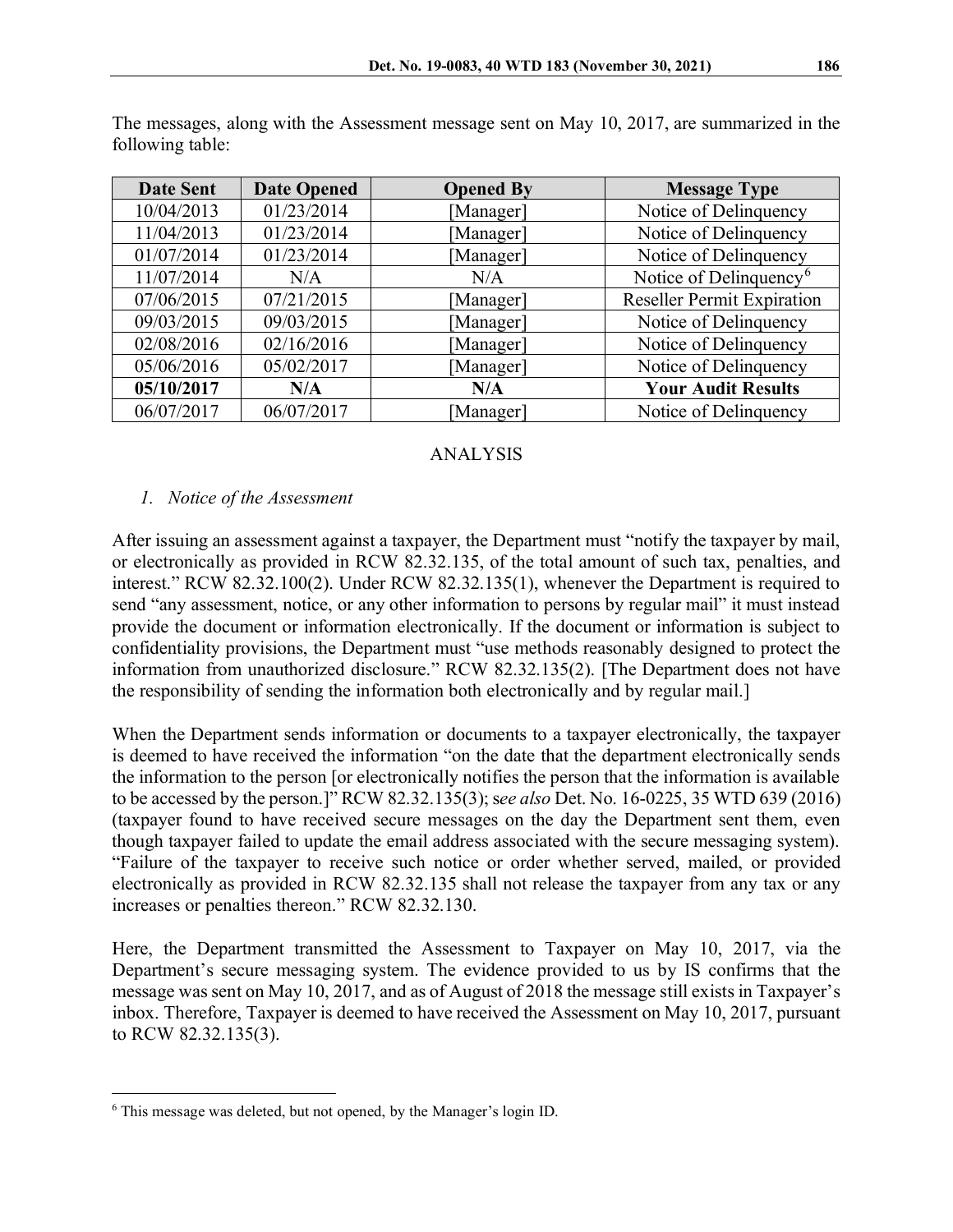The messages, along with the Assessment message sent on May 10, 2017, are summarized in the following table:

| Date Sent | Date Opened | Opened By | Message Type |
| --- | --- | --- | --- |
| 10/04/2013 | 01/23/2014 | [Manager] | Notice of Delinquency |
| 11/04/2013 | 01/23/2014 | [Manager] | Notice of Delinquency |
| 01/07/2014 | 01/23/2014 | [Manager] | Notice of Delinquency |
| 11/07/2014 | N/A | N/A | Notice of Delinquency[6] |
| 07/06/2015 | 07/21/2015 | [Manager] | Reseller Permit Expiration |
| 09/03/2015 | 09/03/2015 | [Manager] | Notice of Delinquency |
| 02/08/2016 | 02/16/2016 | [Manager] | Notice of Delinquency |
| 05/06/2016 | 05/02/2017 | [Manager] | Notice of Delinquency |
| **05/10/2017** | **N/A** | **N/A** | **Your Audit Results** |
| 06/07/2017 | 06/07/2017 | [Manager] | Notice of Delinquency |

## ANALYSIS

### *1. Notice of the Assessment*

After issuing an assessment against a taxpayer, the Department must "notify the taxpayer by mail, or electronically as provided in RCW 82.32.135, of the total amount of such tax, penalties, and interest." RCW 82.32.100(2). Under RCW 82.32.135(1), whenever the Department is required to send "any assessment, notice, or any other information to persons by regular mail" it must instead provide the document or information electronically. If the document or information is subject to confidentiality provisions, the Department must "use methods reasonably designed to protect the information from unauthorized disclosure." RCW 82.32.135(2). [The Department does not have the responsibility of sending the information both electronically and by regular mail.]

When the Department sends information or documents to a taxpayer electronically, the taxpayer is deemed to have received the information "on the date that the department electronically sends the information to the person [or electronically notifies the person that the information is available to be accessed by the person.]" RCW 82.32.135(3); s*ee also* Det. No. 16-0225, 35 WTD 639 (2016) (taxpayer found to have received secure messages on the day the Department sent them, even though taxpayer failed to update the email address associated with the secure messaging system). "Failure of the taxpayer to receive such notice or order whether served, mailed, or provided electronically as provided in RCW 82.32.135 shall not release the taxpayer from any tax or any increases or penalties thereon." RCW 82.32.130.

Here, the Department transmitted the Assessment to Taxpayer on May 10, 2017, via the Department's secure messaging system. The evidence provided to us by IS confirms that the message was sent on May 10, 2017, and as of August of 2018 the message still exists in Taxpayer's inbox. Therefore, Taxpayer is deemed to have received the Assessment on May 10, 2017, pursuant to RCW 82.32.135(3).

---

[6] This message was deleted, but not opened, by the Manager's login ID.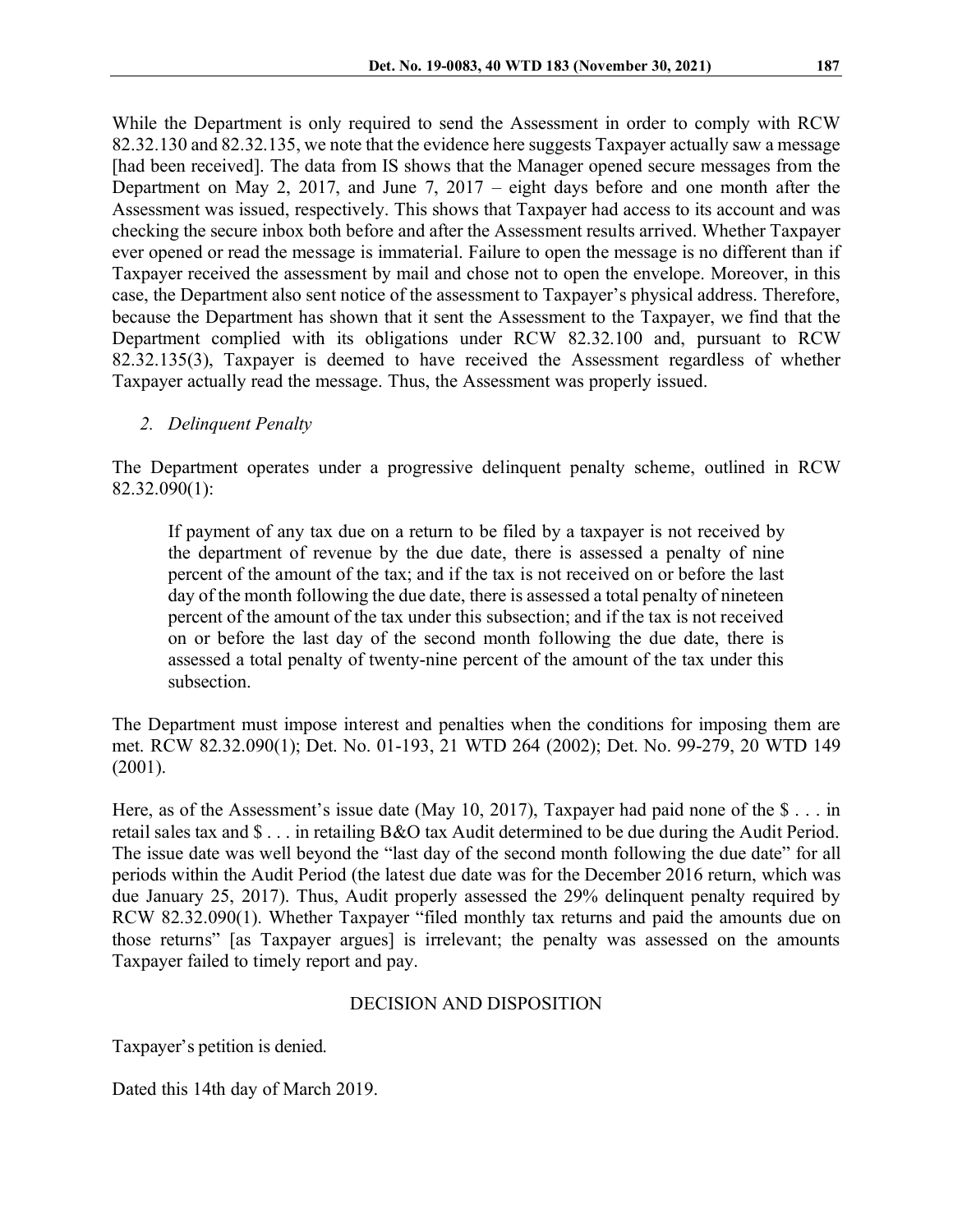While the Department is only required to send the Assessment in order to comply with RCW 82.32.130 and 82.32.135, we note that the evidence here suggests Taxpayer actually saw a message [had been received]. The data from IS shows that the Manager opened secure messages from the Department on May 2, 2017, and June 7, 2017 – eight days before and one month after the Assessment was issued, respectively. This shows that Taxpayer had access to its account and was checking the secure inbox both before and after the Assessment results arrived. Whether Taxpayer ever opened or read the message is immaterial. Failure to open the message is no different than if Taxpayer received the assessment by mail and chose not to open the envelope. Moreover, in this case, the Department also sent notice of the assessment to Taxpayer's physical address. Therefore, because the Department has shown that it sent the Assessment to the Taxpayer, we find that the Department complied with its obligations under RCW 82.32.100 and, pursuant to RCW 82.32.135(3), Taxpayer is deemed to have received the Assessment regardless of whether Taxpayer actually read the message. Thus, the Assessment was properly issued.

*2. Delinquent Penalty*

The Department operates under a progressive delinquent penalty scheme, outlined in RCW 82.32.090(1):

> If payment of any tax due on a return to be filed by a taxpayer is not received by the department of revenue by the due date, there is assessed a penalty of nine percent of the amount of the tax; and if the tax is not received on or before the last day of the month following the due date, there is assessed a total penalty of nineteen percent of the amount of the tax under this subsection; and if the tax is not received on or before the last day of the second month following the due date, there is assessed a total penalty of twenty-nine percent of the amount of the tax under this subsection.

The Department must impose interest and penalties when the conditions for imposing them are met. RCW 82.32.090(1); Det. No. 01-193, 21 WTD 264 (2002); Det. No. 99-279, 20 WTD 149 (2001).

Here, as of the Assessment's issue date (May 10, 2017), Taxpayer had paid none of the $ . . . in retail sales tax and $ . . . in retailing B&O tax Audit determined to be due during the Audit Period. The issue date was well beyond the "last day of the second month following the due date" for all periods within the Audit Period (the latest due date was for the December 2016 return, which was due January 25, 2017). Thus, Audit properly assessed the 29% delinquent penalty required by RCW 82.32.090(1). Whether Taxpayer "filed monthly tax returns and paid the amounts due on those returns" [as Taxpayer argues] is irrelevant; the penalty was assessed on the amounts Taxpayer failed to timely report and pay.

## DECISION AND DISPOSITION

Taxpayer's petition is denied.

Dated this 14th day of March 2019.